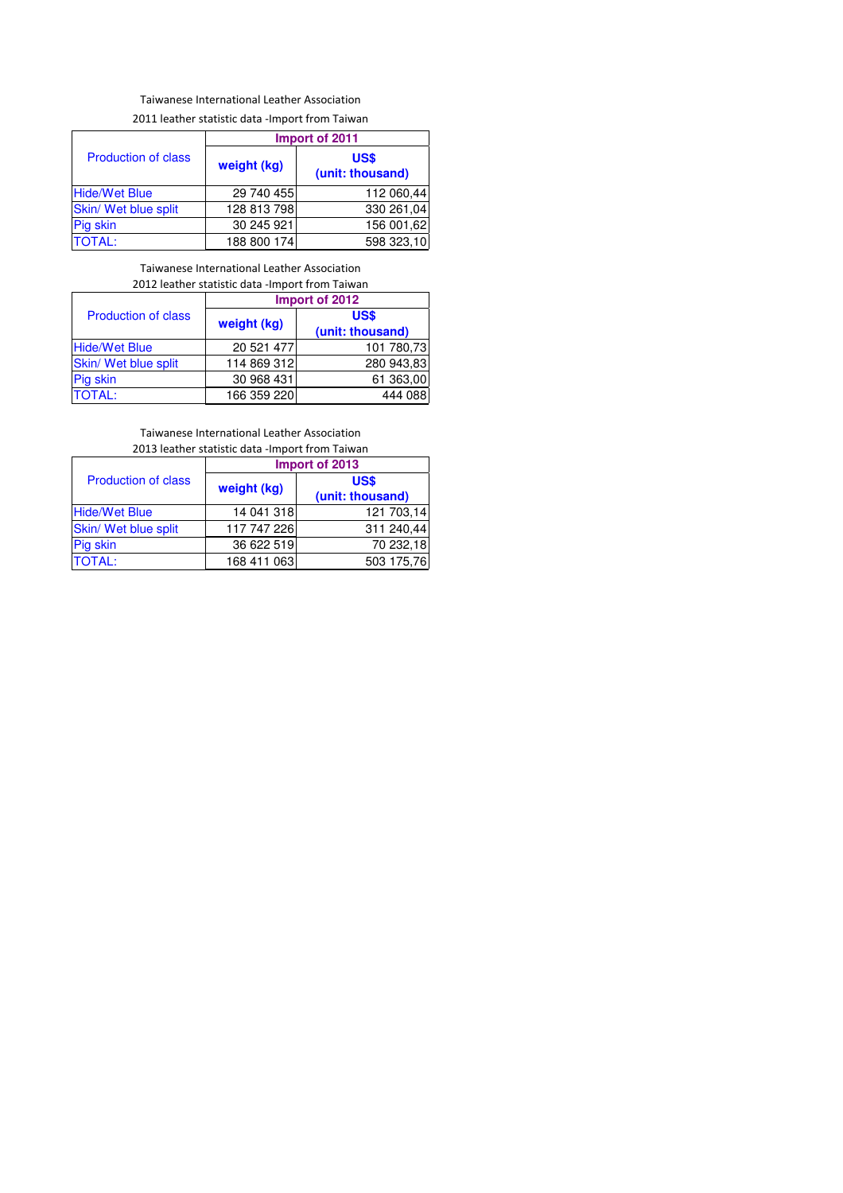Taiwanese International Leather Association

2011 leather statistic data -Import from Taiwan

| Production of class | Import of 2011 | |
|---|---|---|
| | weight (kg) | US$ (unit: thousand) |
| Hide/Wet Blue | 29 740 455 | 112 060,44 |
| Skin/ Wet blue split | 128 813 798 | 330 261,04 |
| Pig skin | 30 245 921 | 156 001,62 |
| TOTAL: | 188 800 174 | 598 323,10 |

Taiwanese International Leather Association

2012 leather statistic data -Import from Taiwan

| Production of class | Import of 2012 | |
|---|---|---|
| | weight (kg) | US$ (unit: thousand) |
| Hide/Wet Blue | 20 521 477 | 101 780,73 |
| Skin/ Wet blue split | 114 869 312 | 280 943,83 |
| Pig skin | 30 968 431 | 61 363,00 |
| TOTAL: | 166 359 220 | 444 088 |

Taiwanese International Leather Association

2013 leather statistic data -Import from Taiwan

| Production of class | Import of 2013 | |
|---|---|---|
| | weight (kg) | US$ (unit: thousand) |
| Hide/Wet Blue | 14 041 318 | 121 703,14 |
| Skin/ Wet blue split | 117 747 226 | 311 240,44 |
| Pig skin | 36 622 519 | 70 232,18 |
| TOTAL: | 168 411 063 | 503 175,76 |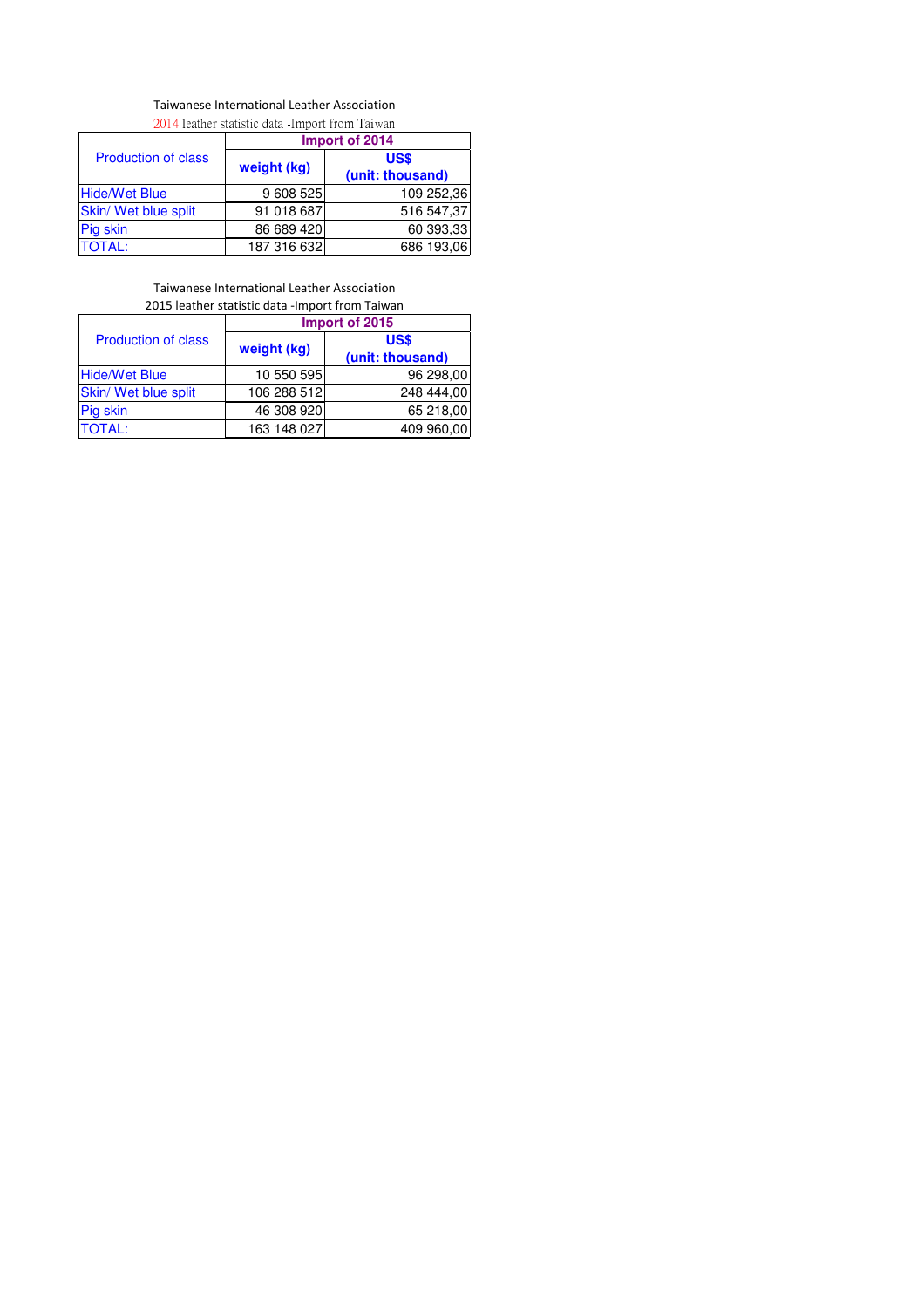Taiwanese International Leather Association

2014 leather statistic data -Import from Taiwan

| Production of class | Import of 2014 | |
|---|---|---|
| | weight (kg) | US$ (unit: thousand) |
| Hide/Wet Blue | 9 608 525 | 109 252,36 |
| Skin/ Wet blue split | 91 018 687 | 516 547,37 |
| Pig skin | 86 689 420 | 60 393,33 |
| TOTAL: | 187 316 632 | 686 193,06 |

Taiwanese International Leather Association

2015 leather statistic data -Import from Taiwan

| Production of class | Import of 2015 | |
|---|---|---|
| | weight (kg) | US$ (unit: thousand) |
| Hide/Wet Blue | 10 550 595 | 96 298,00 |
| Skin/ Wet blue split | 106 288 512 | 248 444,00 |
| Pig skin | 46 308 920 | 65 218,00 |
| TOTAL: | 163 148 027 | 409 960,00 |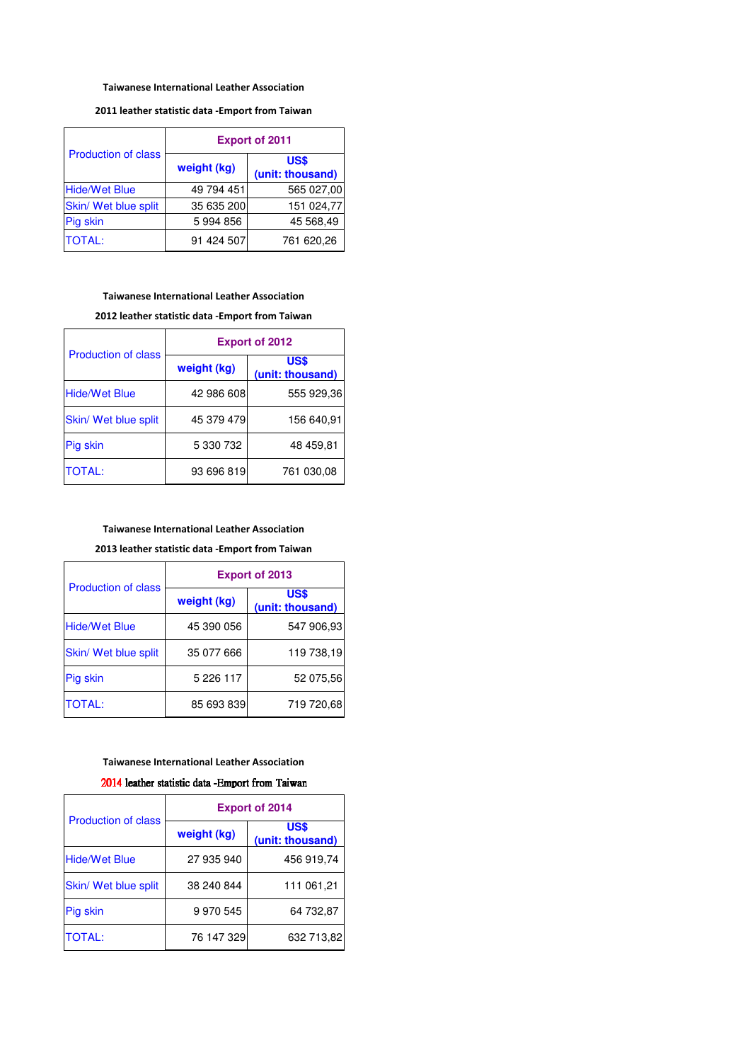**Taiwanese International Leather Association**

**2011 leather statistic data -Emport from Taiwan**

| Production of class | Export of 2011 | |
|---|---|---|
| | weight (kg) | US$ (unit: thousand) |
| Hide/Wet Blue | 49 794 451 | 565 027,00 |
| Skin/ Wet blue split | 35 635 200 | 151 024,77 |
| Pig skin | 5 994 856 | 45 568,49 |
| TOTAL: | 91 424 507 | 761 620,26 |

**Taiwanese International Leather Association**

**2012 leather statistic data -Emport from Taiwan**

| Production of class | Export of 2012 | |
|---|---|---|
| | weight (kg) | US$ (unit: thousand) |
| Hide/Wet Blue | 42 986 608 | 555 929,36 |
| Skin/ Wet blue split | 45 379 479 | 156 640,91 |
| Pig skin | 5 330 732 | 48 459,81 |
| TOTAL: | 93 696 819 | 761 030,08 |

**Taiwanese International Leather Association**

**2013 leather statistic data -Emport from Taiwan**

| Production of class | Export of 2013 | |
|---|---|---|
| | weight (kg) | US$ (unit: thousand) |
| Hide/Wet Blue | 45 390 056 | 547 906,93 |
| Skin/ Wet blue split | 35 077 666 | 119 738,19 |
| Pig skin | 5 226 117 | 52 075,56 |
| TOTAL: | 85 693 839 | 719 720,68 |

**Taiwanese International Leather Association**

**2014 leather statistic data -Emport from Taiwan**

| Production of class | Export of 2014 | |
|---|---|---|
| | weight (kg) | US$ (unit: thousand) |
| Hide/Wet Blue | 27 935 940 | 456 919,74 |
| Skin/ Wet blue split | 38 240 844 | 111 061,21 |
| Pig skin | 9 970 545 | 64 732,87 |
| TOTAL: | 76 147 329 | 632 713,82 |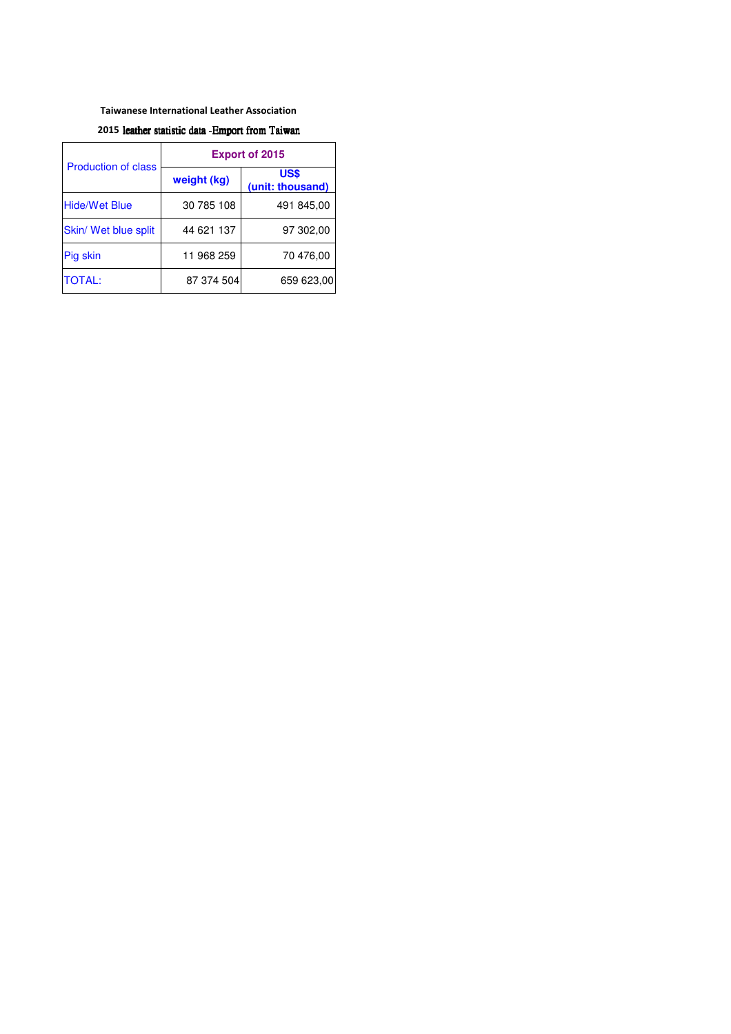**Taiwanese International Leather Association**

**2015 leather statistic data -Emport from Taiwan**

| Production of class | Export of 2015 | |
|---|---|---|
| | weight (kg) | US$ (unit: thousand) |
| Hide/Wet Blue | 30 785 108 | 491 845,00 |
| Skin/ Wet blue split | 44 621 137 | 97 302,00 |
| Pig skin | 11 968 259 | 70 476,00 |
| TOTAL: | 87 374 504 | 659 623,00 |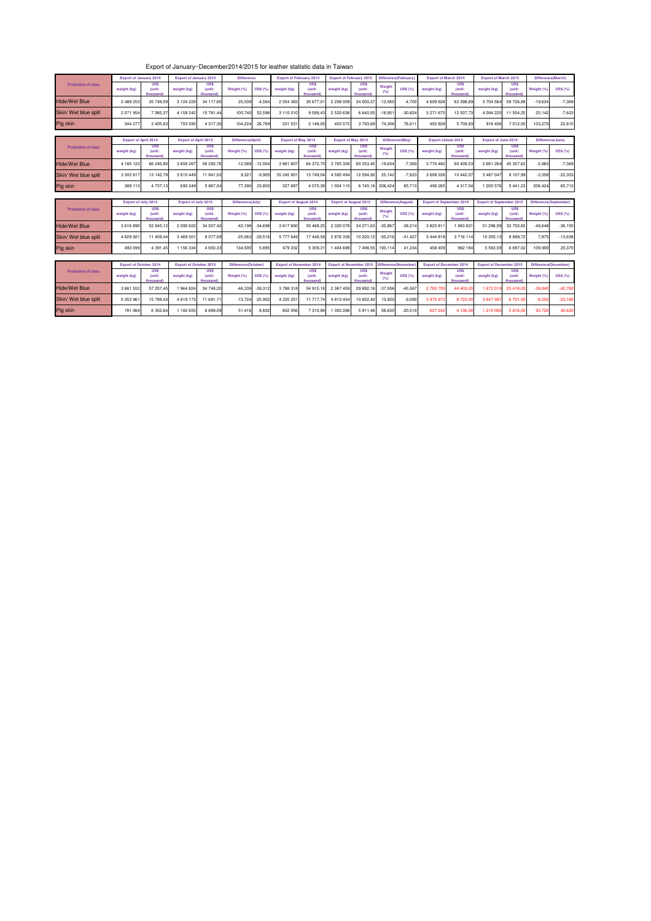Export of January~December2014/2015 for leather statistic data in Taiwan

| Production of class | Export of January 2014 | | Export of January 2015 | | Difference | | Export of February 2014 | | Export of February 2015 | | Difference(February) | | Export of March 2014 | | Export of March 2015 | | Difference(March) | |
|---|---|---|---|---|---|---|---|---|---|---|---|---|---|---|---|---|---|---|
| | weight (kg) | US$ (unit: thousand) | weight (kg) | US$ (unit: thousand) | Weight (%) | US$ (%) | weight (kg) | US$ (unit: thousand) | weight (kg) | US$ (unit: thousand) | Weight (%) | US$ (%) | weight (kg) | US$ (unit: thousand) | weight (kg) | US$ (unit: thousand) | Weight (%) | US$ (%) |
| Hide/Wet Blue | 2 489 253 | 35 749,09 | 3 124 229 | 34 117,60 | 25,509 | -4,564 | 2 554 383 | 35 677,01 | 2 208 008 | 34 000,37 | -13,560 | -4,700 | 4 609 628 | 63 398,69 | 3 704 564 | 58 726,88 | -19,634 | -7,369 |
| Skin/ Wet blue split | 2 071 954 | 7 065,37 | 4 159 242 | 10 781,44 | 100,740 | 52,596 | 3 110 010 | 9 599,43 | 2 520 636 | 6 640,55 | -18,951 | -30,824 | 3 271 675 | 12 507,73 | 4 094 225 | 11 554,25 | 25,142 | -7,623 |
| Pig skin | 344 277 | 3 405,63 | 703 095 | 4 317,30 | 104,224 | 26,769 | 231 531 | 2 148,05 | 403 572 | 3 793,69 | 74,306 | 76,611 | 450 828 | 5 709,83 | 916 406 | 7 012,00 | 103,270 | 22,810 |

| Production of class | Export of April 2014 | | Export of April 2015 | | Difference(April) | | Export of May 2014 | | Export of May 2015 | | Difference(May) | | Export ofJune 2014 | | Export of June 2015 | | Difference(June) | |
|---|---|---|---|---|---|---|---|---|---|---|---|---|---|---|---|---|---|---|
| | weight (kg) | US$ (unit: thousand) | weight (kg) | US$ (unit: thousand) | Weight (%) | US$ (%) | weight (kg) | US$ (unit: thousand) | weight (kg) | US$ (unit: thousand) | Weight (%) | US$ (%) | weight (kg) | US$ (unit: thousand) | weight (kg) | US$ (unit: thousand) | Weight (%) | US$ (%) |
| Hide/Wet Blue | 4 185 122 | 66 245,80 | 3 658 267 | 58 293,76 | -12,589 | -12,004 | 3 861 607 | 64 372,70 | 3 765 328 | 60 253,45 | -19,634 | -7,369 | 3 774 482 | 60 408,53 | 2 681 264 | 45 357,62 | -2,963 | -7,369 |
| Skin/ Wet blue split | 3 302 617 | 13 142,78 | 3 610 449 | 11 841,02 | 9,321 | -9,905 | 35 245 801 | 13 749,04 | 4 580 494 | 12 594,92 | 25,142 | -7,623 | 3 608 226 | 10 442,07 | 3 487 047 | 8 107,99 | -3,358 | -22,353 |
| Pig skin | 389 113 | 4 737,13 | 690 249 | 5 867,04 | 77,390 | 23,850 | 327 687 | 4 070,38 | 1 004 110 | 6 745,16 | 206,424 | 65,713 | 499 265 | 4 317,04 | 1 200 576 | 5 441,23 | 206,424 | 65,713 |

| Production of class | Export of July 2014 | | Export of July 2015 | | Difference(July) | | Export of August 2014 | | Export of August 2015 | | Difference(August) | | Export of September 2014 | | Export of September 2015 | | Difference(September) | |
|---|---|---|---|---|---|---|---|---|---|---|---|---|---|---|---|---|---|---|
| | weight (kg) | US$ (unit: thousand) | weight (kg) | US$ (unit: thousand) | Weight (%) | US$ (%) | weight (kg) | US$ (unit: thousand) | weight (kg) | US$ (unit: thousand) | Weight (%) | US$ (%) | weight (kg) | US$ (unit: thousand) | weight (kg) | US$ (unit: thousand) | Weight (%) | US$ (%) |
| Hide/Wet Blue | 3 616 890 | 52 843,12 | 2 090 623 | 34 507,42 | -42,198 | -34,698 | 3 617 600 | 55 468,25 | 2 320 078 | 34 271,63 | -35,867 | -38,214 | 3 823 811 | 1 963 621 | 51 296,09 | 32 750,65 | -48,648 | -36,150 |
| Skin/ Wet blue split | 4 629 921 | 11 459,44 | 3 469 501 | 8 077,09 | -25,063 | -29,516 | 5 777 649 | 17 448,58 | 2 876 338 | 10 220,12 | -50,216 | -41,427 | 3 444 818 | 3 716 114 | 10 305,13 | 8 899,72 | 7,875 | -13,638 |
| Pig skin | 493 099 | 4 391,45 | 1 156 334 | 4 650,33 | 134,500 | 5,895 | 479 232 | 5 309,31 | 1 404 698 | 7 498,55 | 193,114 | 41,234 | 458 409 | 962 184 | 5 563,59 | 6 697,02 | 109,900 | 20,370 |

| Production of class | Export of October 2014 | | Export of October 2015 | | Difference(October) | | Export of November 2014 | | Export of November 2015 | | Difference(November) | | Export of December 2014 | | Export of December 2015 | | Difference(December) | |
|---|---|---|---|---|---|---|---|---|---|---|---|---|---|---|---|---|---|---|
| | weight (kg) | US$ (unit: thousand) | weight (kg) | US$ (unit: thousand) | Weight (%) | US$ (%) | weight (kg) | US$ (unit: thousand) | weight (kg) | US$ (unit: thousand) | Weight (%) | US$ (%) | weight (kg) | US$ (unit: thousand) | weight (kg) | US$ (unit: thousand) | Weight (%) | US$ (%) |
| Hide/Wet Blue | 3 661 552 | 57 257,45 | 1 964 824 | 34 748,20 | -46,339 | -39,312 | 3 788 318 | 54 915,18 | 2 367 459 | 29 892,16 | -37,506 | -45,567 | 2 783 705 | 44 403,00 | 1 672 019 | 25 418,00 | -39,940 | -42,760 |
| Skin/ Wet blue split | 5 353 961 | 15 789,43 | 4 619 173 | 11 691,71 | -13,724 | -25,952 | 4 225 251 | 11 717,74 | 4 813 434 | 10 652,40 | 13,920 | -9,090 | 3 975 972 | 8 723,00 | 3 647 997 | 6 701,00 | -8,250 | -23,180 |
| Pig skin | 781 064 | 6 352,64 | 1 182 655 | 6 899,09 | 51,416 | 8,602 | 832 056 | 7 310,88 | 1 303 286 | 5 811,46 | 56,630 | -20,510 | 627 242 | 4 136,00 | 1 215 083 | 5 816,00 | 93,720 | 40,620 |